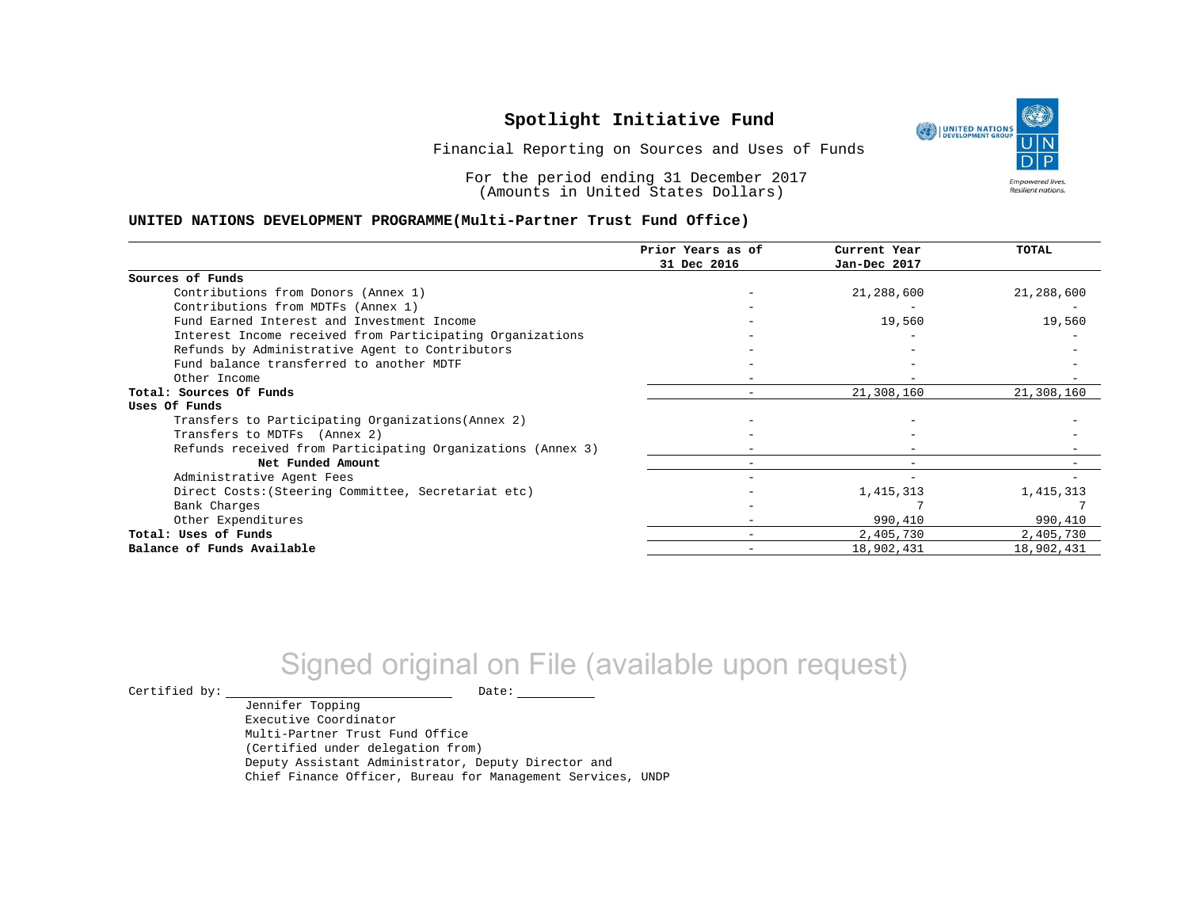# Spotlight Initiative Fund

Financial Reporting on Sources and Uses of Funds

For the period ending 31 December 2017
(Amounts in United States Dollars)

**UNITED NATIONS DEVELOPMENT PROGRAMME(Multi-Partner Trust Fund Office)**

| | Prior Years as of 31 Dec 2016 | Current Year Jan-Dec 2017 | TOTAL |
|---|---|---|---|
| **Sources of Funds** | | | |
| Contributions from Donors (Annex 1) | - | 21,288,600 | 21,288,600 |
| Contributions from MDTFs (Annex 1) | - | - | - |
| Fund Earned Interest and Investment Income | - | 19,560 | 19,560 |
| Interest Income received from Participating Organizations | - | - | - |
| Refunds by Administrative Agent to Contributors | - | - | - |
| Fund balance transferred to another MDTF | - | - | - |
| Other Income | - | - | - |
| **Total: Sources Of Funds** | - | 21,308,160 | 21,308,160 |
| **Uses Of Funds** | | | |
| Transfers to Participating Organizations(Annex 2) | - | - | - |
| Transfers to MDTFs (Annex 2) | - | - | - |
| Refunds received from Participating Organizations (Annex 3) | - | - | - |
| **Net Funded Amount** | - | - | - |
| Administrative Agent Fees | - | - | - |
| Direct Costs:(Steering Committee, Secretariat etc) | - | 1,415,313 | 1,415,313 |
| Bank Charges | - | 7 | 7 |
| Other Expenditures | - | 990,410 | 990,410 |
| **Total: Uses of Funds** | - | 2,405,730 | 2,405,730 |
| **Balance of Funds Available** | - | 18,902,431 | 18,902,431 |

Signed original on File (available upon request)

Certified by: ____________________ Date: __________

Jennifer Topping
Executive Coordinator
Multi-Partner Trust Fund Office
(Certified under delegation from)
Deputy Assistant Administrator, Deputy Director and
Chief Finance Officer, Bureau for Management Services, UNDP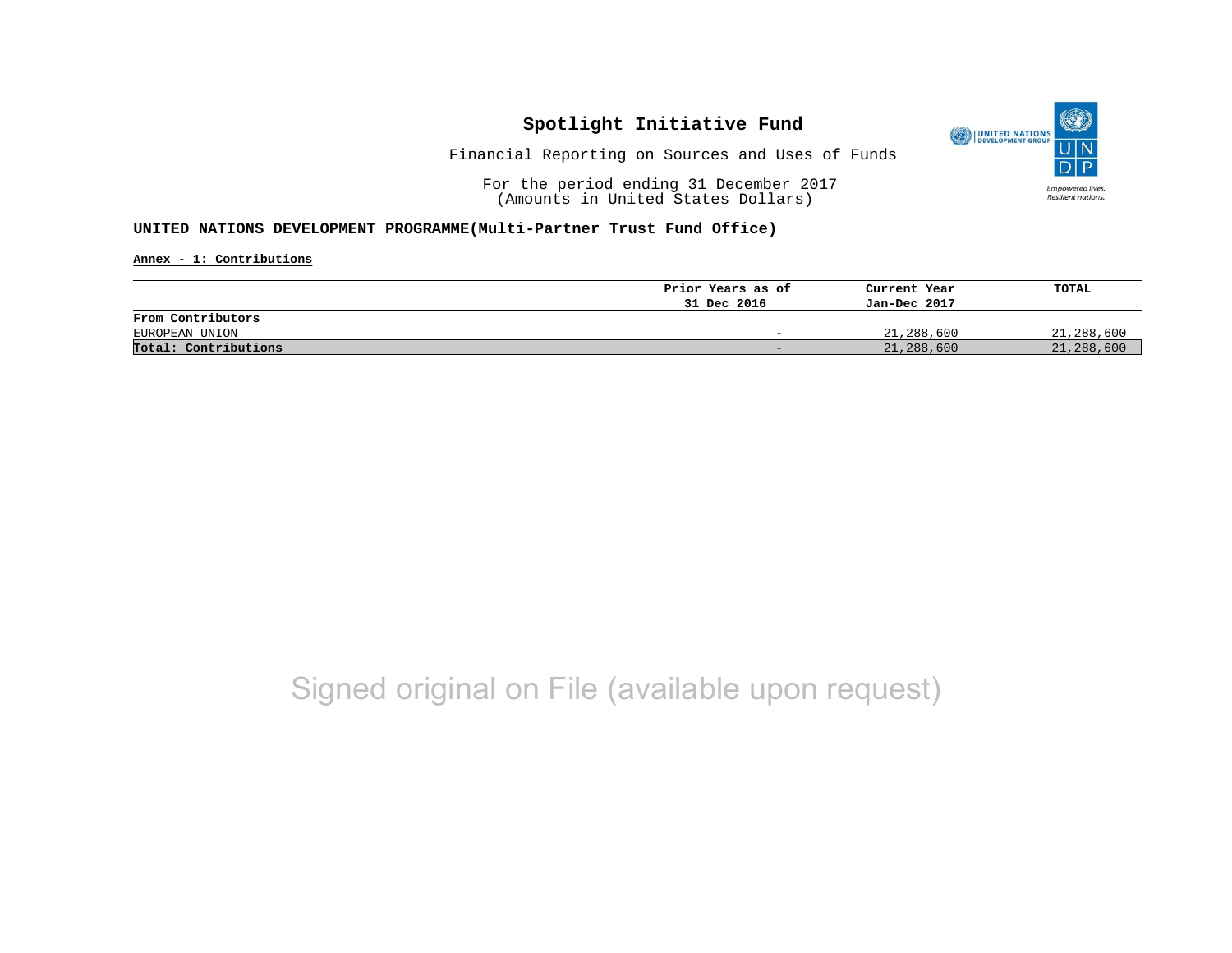# Spotlight Initiative Fund

Financial Reporting on Sources and Uses of Funds

For the period ending 31 December 2017
(Amounts in United States Dollars)

**UNITED NATIONS DEVELOPMENT PROGRAMME(Multi-Partner Trust Fund Office)**

**Annex - 1: Contributions**

| | Prior Years as of 31 Dec 2016 | Current Year Jan-Dec 2017 | TOTAL |
|---|---|---|---|
| **From Contributors** | | | |
| EUROPEAN UNION | - | 21,288,600 | 21,288,600 |
| **Total: Contributions** | - | 21,288,600 | 21,288,600 |

Signed original on File (available upon request)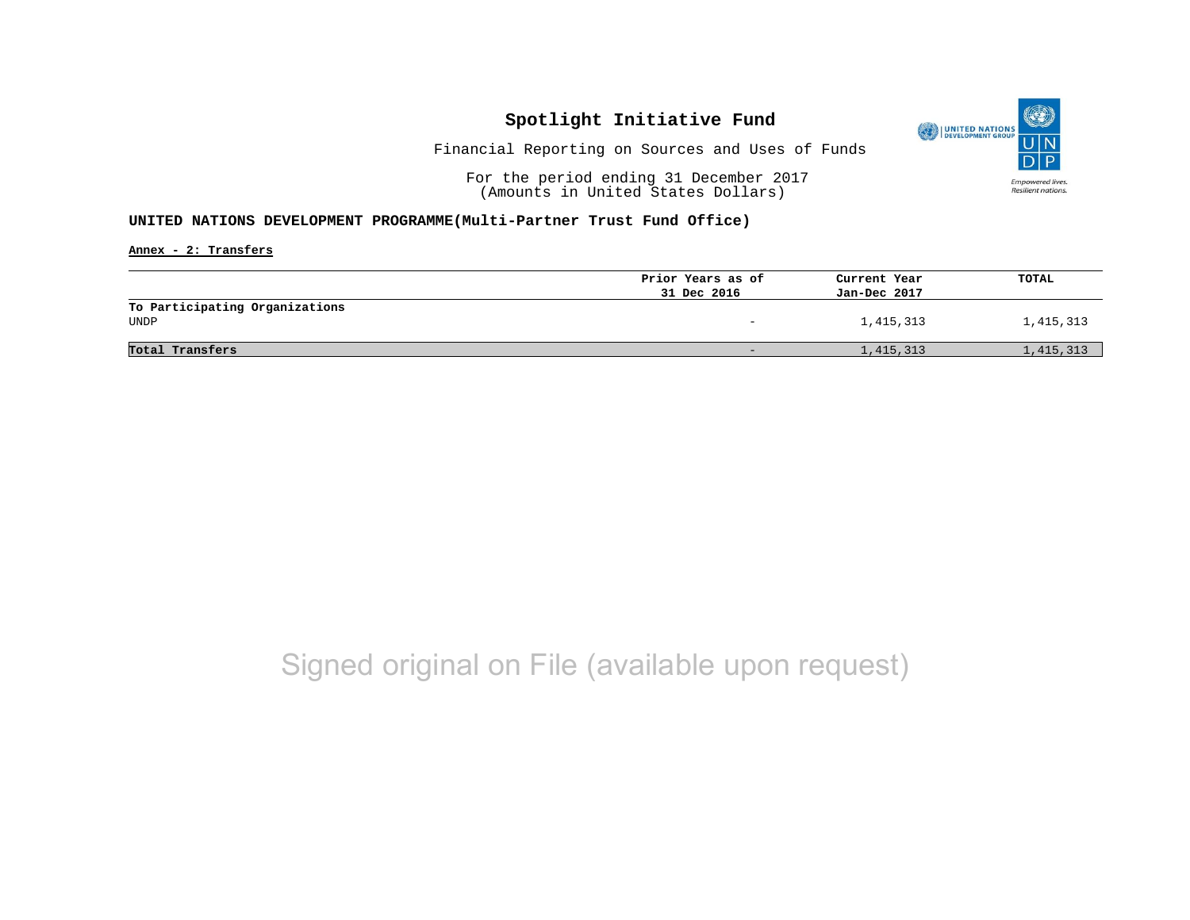# Spotlight Initiative Fund

Financial Reporting on Sources and Uses of Funds

For the period ending 31 December 2017
(Amounts in United States Dollars)

**UNITED NATIONS DEVELOPMENT PROGRAMME(Multi-Partner Trust Fund Office)**

**Annex - 2: Transfers**

| | Prior Years as of 31 Dec 2016 | Current Year Jan-Dec 2017 | TOTAL |
|---|---|---|---|
| **To Participating Organizations** | | | |
| UNDP | - | 1,415,313 | 1,415,313 |
| **Total Transfers** | - | 1,415,313 | 1,415,313 |

Signed original on File (available upon request)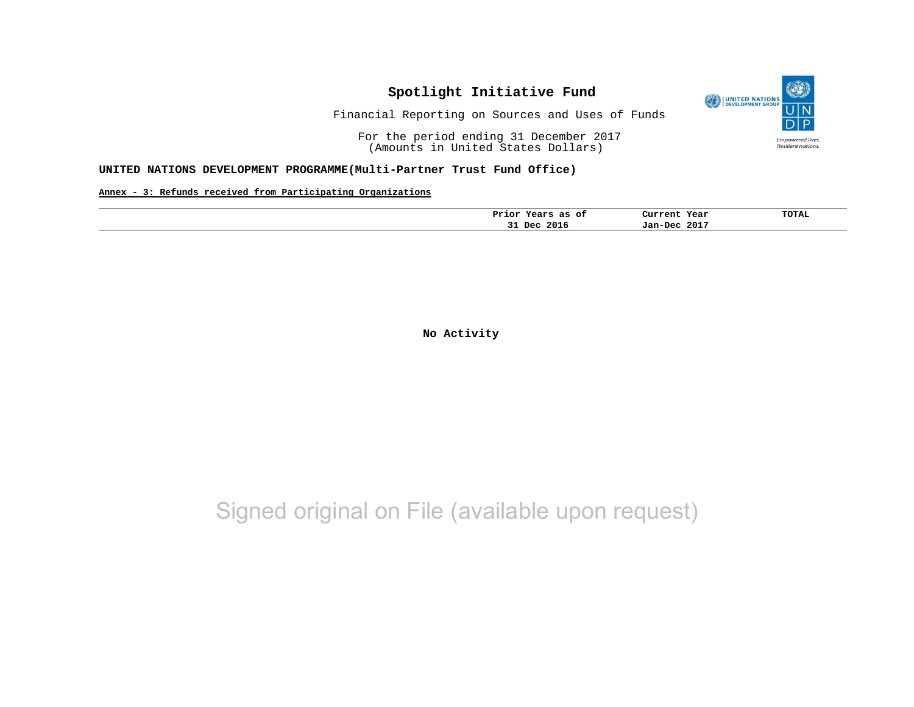# Spotlight Initiative Fund

Financial Reporting on Sources and Uses of Funds

For the period ending 31 December 2017
(Amounts in United States Dollars)

**UNITED NATIONS DEVELOPMENT PROGRAMME(Multi-Partner Trust Fund Office)**

**Annex - 3: Refunds received from Participating Organizations**

| | Prior Years as of 31 Dec 2016 | Current Year Jan-Dec 2017 | TOTAL |
|---|---|---|---|

**No Activity**

Signed original on File (available upon request)